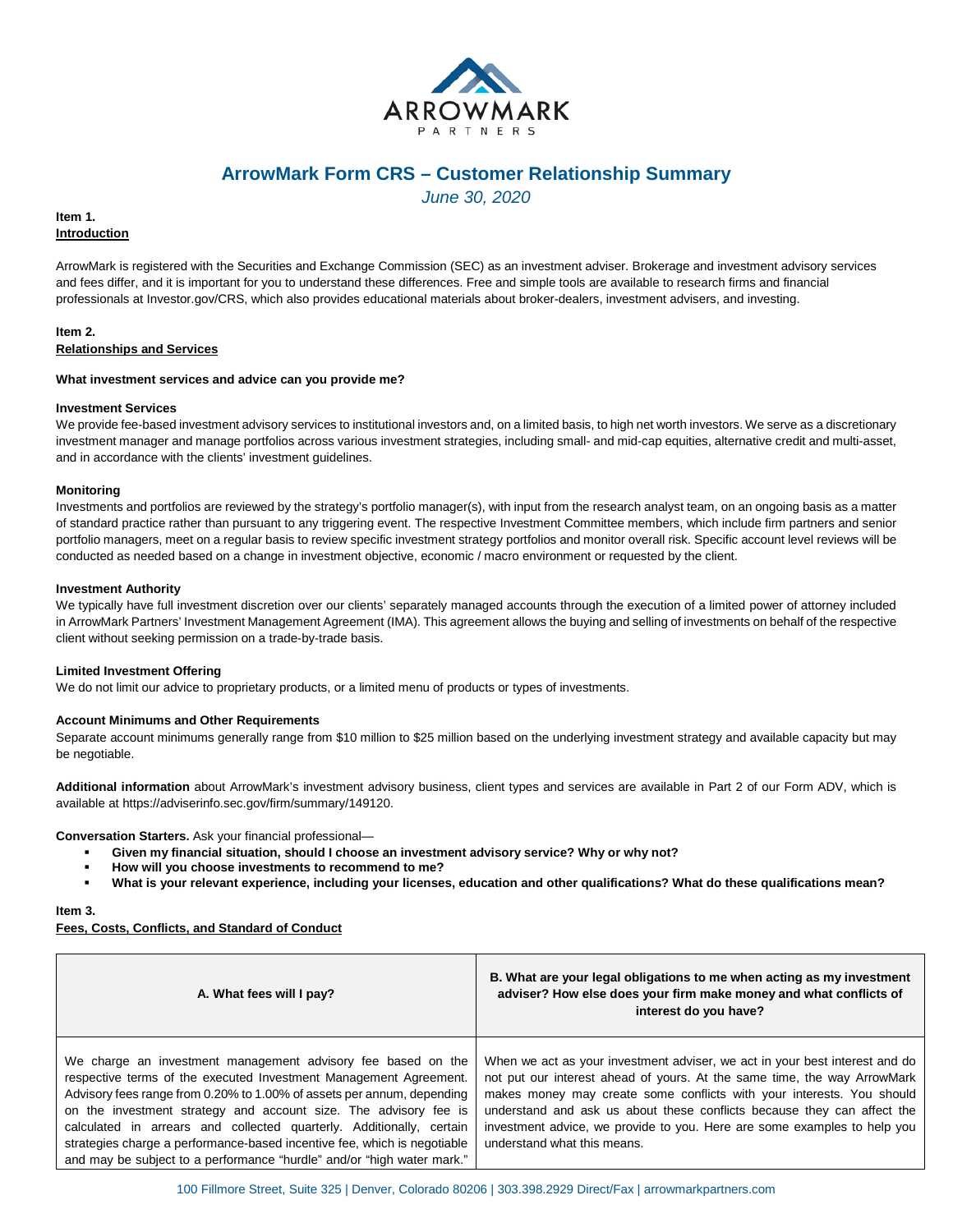# ArrowMark Form CRS – Customer Relationship Summary

*June 30, 2020*

**Item 1.**
**Introduction**

ArrowMark is registered with the Securities and Exchange Commission (SEC) as an investment adviser. Brokerage and investment advisory services and fees differ, and it is important for you to understand these differences. Free and simple tools are available to research firms and financial professionals at Investor.gov/CRS, which also provides educational materials about broker-dealers, investment advisers, and investing.

**Item 2.**
**Relationships and Services**

**What investment services and advice can you provide me?**

**Investment Services**
We provide fee-based investment advisory services to institutional investors and, on a limited basis, to high net worth investors. We serve as a discretionary investment manager and manage portfolios across various investment strategies, including small- and mid-cap equities, alternative credit and multi-asset, and in accordance with the clients' investment guidelines.

**Monitoring**
Investments and portfolios are reviewed by the strategy's portfolio manager(s), with input from the research analyst team, on an ongoing basis as a matter of standard practice rather than pursuant to any triggering event. The respective Investment Committee members, which include firm partners and senior portfolio managers, meet on a regular basis to review specific investment strategy portfolios and monitor overall risk. Specific account level reviews will be conducted as needed based on a change in investment objective, economic / macro environment or requested by the client.

**Investment Authority**
We typically have full investment discretion over our clients' separately managed accounts through the execution of a limited power of attorney included in ArrowMark Partners' Investment Management Agreement (IMA). This agreement allows the buying and selling of investments on behalf of the respective client without seeking permission on a trade-by-trade basis.

**Limited Investment Offering**
We do not limit our advice to proprietary products, or a limited menu of products or types of investments.

**Account Minimums and Other Requirements**
Separate account minimums generally range from $10 million to $25 million based on the underlying investment strategy and available capacity but may be negotiable.

**Additional information** about ArrowMark's investment advisory business, client types and services are available in Part 2 of our Form ADV, which is available at https://adviserinfo.sec.gov/firm/summary/149120.

**Conversation Starters.** Ask your financial professional—

- **Given my financial situation, should I choose an investment advisory service? Why or why not?**
- **How will you choose investments to recommend to me?**
- **What is your relevant experience, including your licenses, education and other qualifications? What do these qualifications mean?**

**Item 3.**
**Fees, Costs, Conflicts, and Standard of Conduct**

| A. What fees will I pay? | B. What are your legal obligations to me when acting as my investment adviser? How else does your firm make money and what conflicts of interest do you have? |
|---|---|
| We charge an investment management advisory fee based on the respective terms of the executed Investment Management Agreement. Advisory fees range from 0.20% to 1.00% of assets per annum, depending on the investment strategy and account size. The advisory fee is calculated in arrears and collected quarterly. Additionally, certain strategies charge a performance-based incentive fee, which is negotiable and may be subject to a performance "hurdle" and/or "high water mark." | When we act as your investment adviser, we act in your best interest and do not put our interest ahead of yours. At the same time, the way ArrowMark makes money may create some conflicts with your interests. You should understand and ask us about these conflicts because they can affect the investment advice, we provide to you. Here are some examples to help you understand what this means. |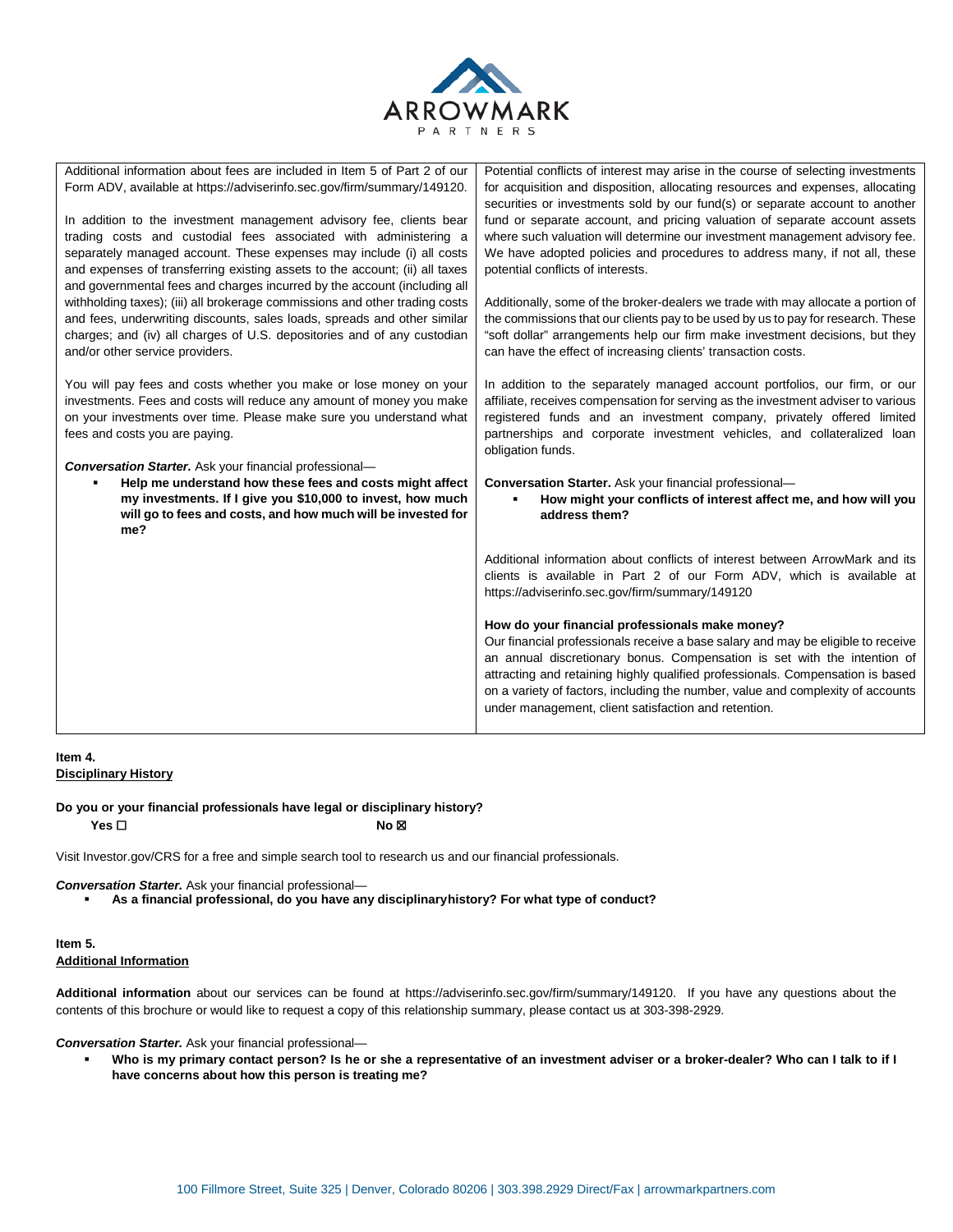Additional information about fees are included in Item 5 of Part 2 of our Form ADV, available at https://adviserinfo.sec.gov/firm/summary/149120.

In addition to the investment management advisory fee, clients bear trading costs and custodial fees associated with administering a separately managed account. These expenses may include (i) all costs and expenses of transferring existing assets to the account; (ii) all taxes and governmental fees and charges incurred by the account (including all withholding taxes); (iii) all brokerage commissions and other trading costs and fees, underwriting discounts, sales loads, spreads and other similar charges; and (iv) all charges of U.S. depositories and of any custodian and/or other service providers.

You will pay fees and costs whether you make or lose money on your investments. Fees and costs will reduce any amount of money you make on your investments over time. Please make sure you understand what fees and costs you are paying.

***Conversation Starter.*** Ask your financial professional—

- **Help me understand how these fees and costs might affect my investments. If I give you $10,000 to invest, how much will go to fees and costs, and how much will be invested for me?**

Potential conflicts of interest may arise in the course of selecting investments for acquisition and disposition, allocating resources and expenses, allocating securities or investments sold by our fund(s) or separate account to another fund or separate account, and pricing valuation of separate account assets where such valuation will determine our investment management advisory fee. We have adopted policies and procedures to address many, if not all, these potential conflicts of interests.

Additionally, some of the broker-dealers we trade with may allocate a portion of the commissions that our clients pay to be used by us to pay for research. These "soft dollar" arrangements help our firm make investment decisions, but they can have the effect of increasing clients' transaction costs.

In addition to the separately managed account portfolios, our firm, or our affiliate, receives compensation for serving as the investment adviser to various registered funds and an investment company, privately offered limited partnerships and corporate investment vehicles, and collateralized loan obligation funds.

**Conversation Starter.** Ask your financial professional—

- **How might your conflicts of interest affect me, and how will you address them?**

Additional information about conflicts of interest between ArrowMark and its clients is available in Part 2 of our Form ADV, which is available at https://adviserinfo.sec.gov/firm/summary/149120

**How do your financial professionals make money?**
Our financial professionals receive a base salary and may be eligible to receive an annual discretionary bonus. Compensation is set with the intention of attracting and retaining highly qualified professionals. Compensation is based on a variety of factors, including the number, value and complexity of accounts under management, client satisfaction and retention.

**Item 4.**
**Disciplinary History**

**Do you or your financial professionals have legal or disciplinary history?**

**Yes** ☐ **No** ☒

Visit Investor.gov/CRS for a free and simple search tool to research us and our financial professionals.

***Conversation Starter.*** Ask your financial professional—

- **As a financial professional, do you have any disciplinaryhistory? For what type of conduct?**

**Item 5.**
**Additional Information**

**Additional information** about our services can be found at https://adviserinfo.sec.gov/firm/summary/149120. If you have any questions about the contents of this brochure or would like to request a copy of this relationship summary, please contact us at 303-398-2929.

***Conversation Starter.*** Ask your financial professional—

- **Who is my primary contact person? Is he or she a representative of an investment adviser or a broker-dealer? Who can I talk to if I have concerns about how this person is treating me?**

100 Fillmore Street, Suite 325 | Denver, Colorado 80206 | 303.398.2929 Direct/Fax | arrowmarkpartners.com